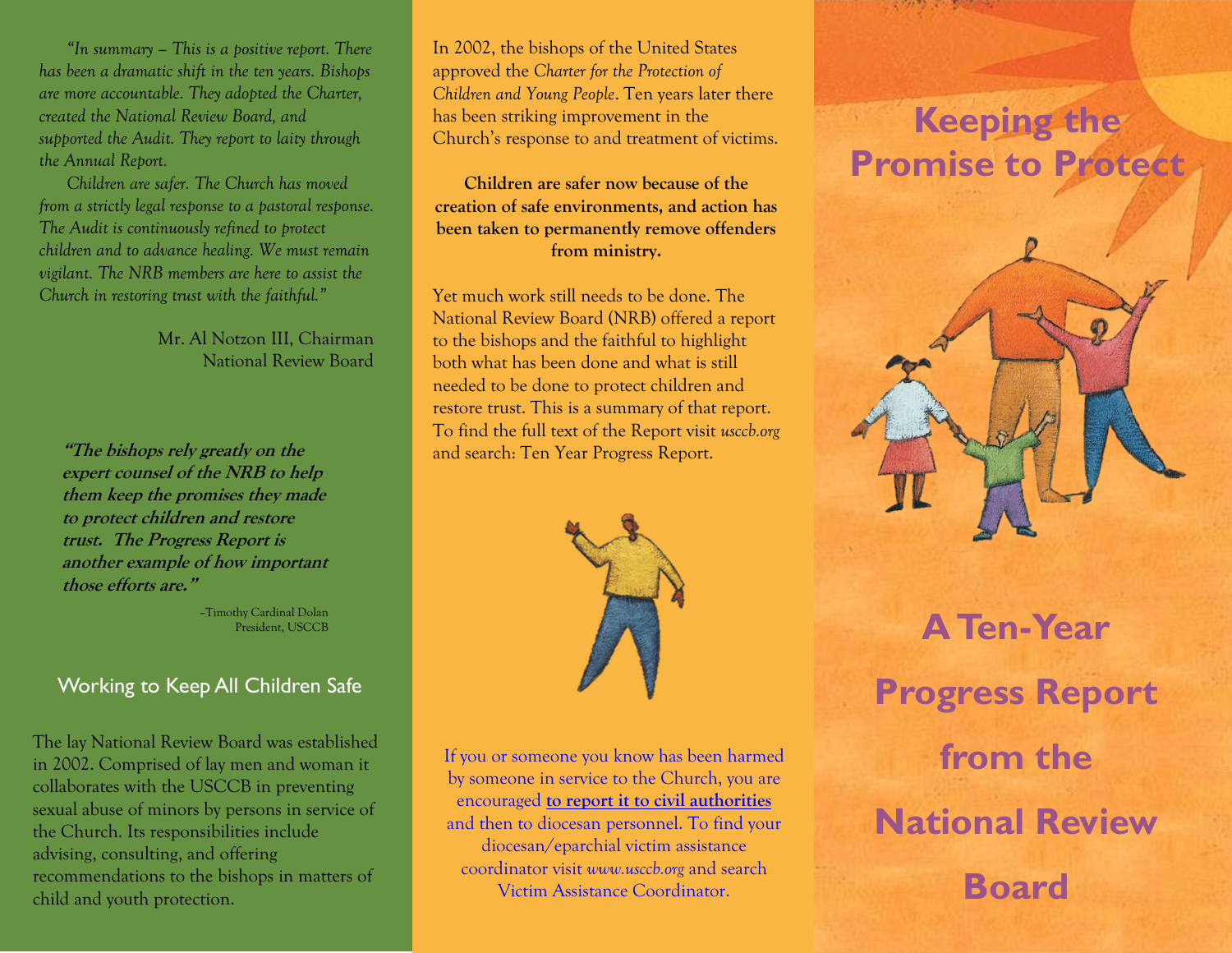*"In summary – This is a positive report. There has been a dramatic shift in the ten years. Bishops are more accountable. They adopted the Charter, created the National Review Board, and supported the Audit. They report to laity through the Annual Report.*

*Children are safer. The Church has moved from a strictly legal response to a pastoral response. The Audit is continuously refined to protect children and to advance healing. We must remain vigilant. The NRB members are here to assist the Church in restoring trust with the faithful."*

Mr. Al Notzon III, Chairman
National Review Board

***"The bishops rely greatly on the expert counsel of the NRB to help them keep the promises they made to protect children and restore trust. The Progress Report is another example of how important those efforts are."***

–Timothy Cardinal Dolan
President, USCCB

## Working to Keep All Children Safe

The lay National Review Board was established in 2002. Comprised of lay men and woman it collaborates with the USCCB in preventing sexual abuse of minors by persons in service of the Church. Its responsibilities include advising, consulting, and offering recommendations to the bishops in matters of child and youth protection.

In 2002, the bishops of the United States approved the *Charter for the Protection of Children and Young People*. Ten years later there has been striking improvement in the Church's response to and treatment of victims.

**Children are safer now because of the creation of safe environments, and action has been taken to permanently remove offenders from ministry.**

Yet much work still needs to be done. The National Review Board (NRB) offered a report to the bishops and the faithful to highlight both what has been done and what is still needed to be done to protect children and restore trust. This is a summary of that report. To find the full text of the Report visit *usccb.org* and search: Ten Year Progress Report.

If you or someone you know has been harmed by someone in service to the Church, you are encouraged **to report it to civil authorities** and then to diocesan personnel. To find your diocesan/eparchial victim assistance coordinator visit *www.usccb.org* and search Victim Assistance Coordinator.

# Keeping the Promise to Protect

# A Ten-Year Progress Report from the National Review Board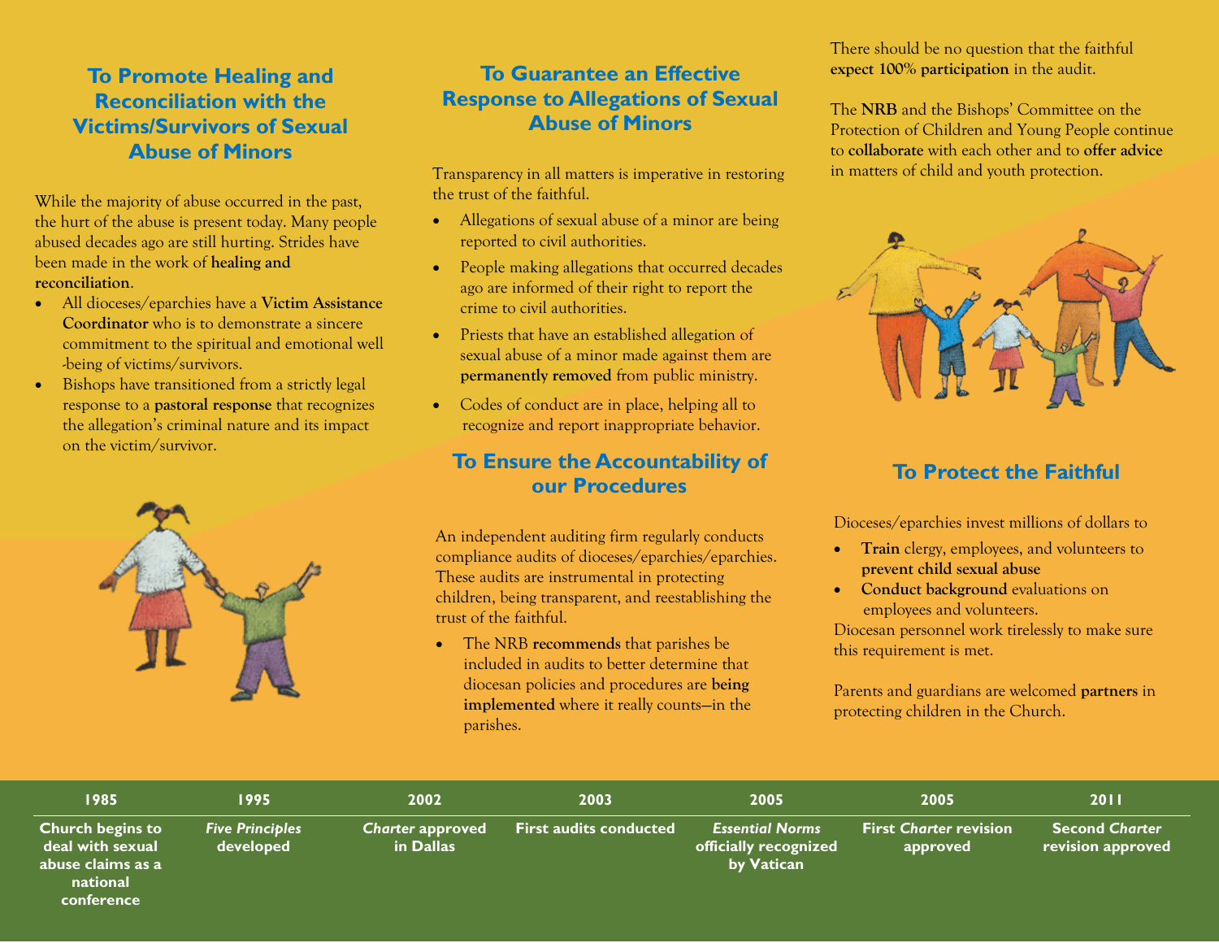## To Promote Healing and Reconciliation with the Victims/Survivors of Sexual Abuse of Minors

While the majority of abuse occurred in the past, the hurt of the abuse is present today. Many people abused decades ago are still hurting. Strides have been made in the work of **healing and reconciliation**.

- All dioceses/eparchies have a **Victim Assistance Coordinator** who is to demonstrate a sincere commitment to the spiritual and emotional well -being of victims/survivors.
- Bishops have transitioned from a strictly legal response to a **pastoral response** that recognizes the allegation's criminal nature and its impact on the victim/survivor.

## To Guarantee an Effective Response to Allegations of Sexual Abuse of Minors

Transparency in all matters is imperative in restoring the trust of the faithful.

- Allegations of sexual abuse of a minor are being reported to civil authorities.
- People making allegations that occurred decades ago are informed of their right to report the crime to civil authorities.
- Priests that have an established allegation of sexual abuse of a minor made against them are **permanently removed** from public ministry.
- Codes of conduct are in place, helping all to recognize and report inappropriate behavior.

## To Ensure the Accountability of our Procedures

An independent auditing firm regularly conducts compliance audits of dioceses/eparchies/eparchies. These audits are instrumental in protecting children, being transparent, and reestablishing the trust of the faithful.

- The NRB **recommends** that parishes be included in audits to better determine that diocesan policies and procedures are **being implemented** where it really counts—in the parishes.

There should be no question that the faithful **expect 100% participation** in the audit.

The **NRB** and the Bishops' Committee on the Protection of Children and Young People continue to **collaborate** with each other and to **offer advice** in matters of child and youth protection.

## To Protect the Faithful

Dioceses/eparchies invest millions of dollars to

- **Train** clergy, employees, and volunteers to **prevent child sexual abuse**
- **Conduct background** evaluations on employees and volunteers.

Diocesan personnel work tirelessly to make sure this requirement is met.

Parents and guardians are welcomed **partners** in protecting children in the Church.

| 1985 | 1995 | 2002 | 2003 | 2005 | 2005 | 2011 |
|---|---|---|---|---|---|---|
| **Church begins to deal with sexual abuse claims as a national conference** | ***Five Principles*** **developed** | ***Charter*** **approved in Dallas** | **First audits conducted** | ***Essential Norms*** **officially recognized by Vatican** | **First** ***Charter*** **revision approved** | **Second** ***Charter*** **revision approved** |